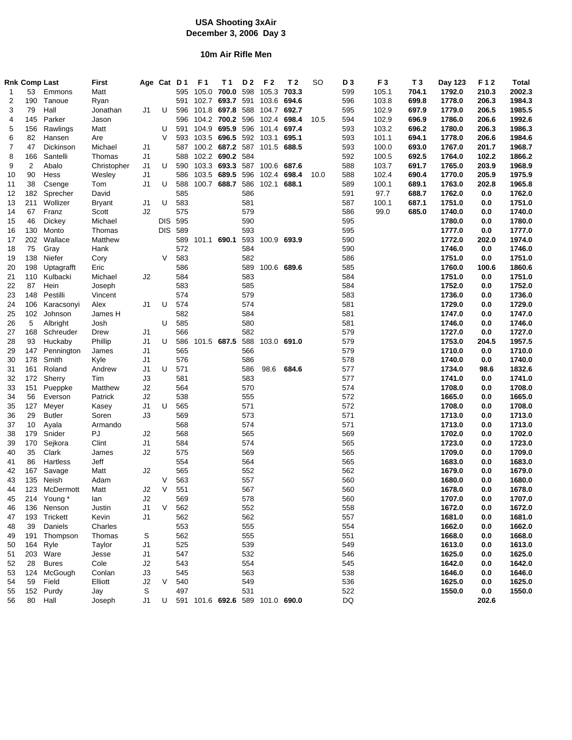# USA Shooting 3xAir
## December 3, 2006 Day 3

### 10m Air Rifle Men

| Rnk | Comp | Last | First | Age | Cat | D 1 | F 1 | T 1 | D 2 | F 2 | T 2 | SO | D 3 | F 3 | T 3 | Day 123 | F 1 2 | Total |
|---|---|---|---|---|---|---|---|---|---|---|---|---|---|---|---|---|---|---|
| 1 | 53 | Emmons | Matt | | | 595 | 105.0 | **700.0** | 598 | 105.3 | **703.3** | | 599 | 105.1 | **704.1** | **1792.0** | **210.3** | **2002.3** |
| 2 | 190 | Tanoue | Ryan | | | 591 | 102.7 | **693.7** | 591 | 103.6 | **694.6** | | 596 | 103.8 | **699.8** | **1778.0** | **206.3** | **1984.3** |
| 3 | 79 | Hall | Jonathan | J1 | U | 596 | 101.8 | **697.8** | 588 | 104.7 | **692.7** | | 595 | 102.9 | **697.9** | **1779.0** | **206.5** | **1985.5** |
| 4 | 145 | Parker | Jason | | | 596 | 104.2 | **700.2** | 596 | 102.4 | **698.4** | 10.5 | 594 | 102.9 | **696.9** | **1786.0** | **206.6** | **1992.6** |
| 5 | 156 | Rawlings | Matt | | U | 591 | 104.9 | **695.9** | 596 | 101.4 | **697.4** | | 593 | 103.2 | **696.2** | **1780.0** | **206.3** | **1986.3** |
| 6 | 82 | Hansen | Are | | V | 593 | 103.5 | **696.5** | 592 | 103.1 | **695.1** | | 593 | 101.1 | **694.1** | **1778.0** | **206.6** | **1984.6** |
| 7 | 47 | Dickinson | Michael | J1 | | 587 | 100.2 | **687.2** | 587 | 101.5 | **688.5** | | 593 | 100.0 | **693.0** | **1767.0** | **201.7** | **1968.7** |
| 8 | 166 | Santelli | Thomas | J1 | | 588 | 102.2 | **690.2** | 584 | | | | 592 | 100.5 | **692.5** | **1764.0** | **102.2** | **1866.2** |
| 9 | 2 | Abalo | Christopher | J1 | U | 590 | 103.3 | **693.3** | 587 | 100.6 | **687.6** | | 588 | 103.7 | **691.7** | **1765.0** | **203.9** | **1968.9** |
| 10 | 90 | Hess | Wesley | J1 | | 586 | 103.5 | **689.5** | 596 | 102.4 | **698.4** | 10.0 | 588 | 102.4 | **690.4** | **1770.0** | **205.9** | **1975.9** |
| 11 | 38 | Csenge | Tom | J1 | U | 588 | 100.7 | **688.7** | 586 | 102.1 | **688.1** | | 589 | 100.1 | **689.1** | **1763.0** | **202.8** | **1965.8** |
| 12 | 182 | Sprecher | David | | | 585 | | | 586 | | | | 591 | 97.7 | **688.7** | **1762.0** | **0.0** | **1762.0** |
| 13 | 211 | Wollizer | Bryant | J1 | U | 583 | | | 581 | | | | 587 | 100.1 | **687.1** | **1751.0** | **0.0** | **1751.0** |
| 14 | 67 | Franz | Scott | J2 | | 575 | | | 579 | | | | 586 | 99.0 | **685.0** | **1740.0** | **0.0** | **1740.0** |
| 15 | 46 | Dickey | Michael | | DIS | 595 | | | 590 | | | | 595 | | | **1780.0** | **0.0** | **1780.0** |
| 16 | 130 | Monto | Thomas | | DIS | 589 | | | 593 | | | | 595 | | | **1777.0** | **0.0** | **1777.0** |
| 17 | 202 | Wallace | Matthew | | | 589 | 101.1 | **690.1** | 593 | 100.9 | **693.9** | | 590 | | | **1772.0** | **202.0** | **1974.0** |
| 18 | 75 | Gray | Hank | | | 572 | | | 584 | | | | 590 | | | **1746.0** | **0.0** | **1746.0** |
| 19 | 138 | Niefer | Cory | | V | 583 | | | 582 | | | | 586 | | | **1751.0** | **0.0** | **1751.0** |
| 20 | 198 | Uptagrafft | Eric | | | 586 | | | 589 | 100.6 | **689.6** | | 585 | | | **1760.0** | **100.6** | **1860.6** |
| 21 | 110 | Kulbacki | Michael | J2 | | 584 | | | 583 | | | | 584 | | | **1751.0** | **0.0** | **1751.0** |
| 22 | 87 | Hein | Joseph | | | 583 | | | 585 | | | | 584 | | | **1752.0** | **0.0** | **1752.0** |
| 23 | 148 | Pestilli | Vincent | | | 574 | | | 579 | | | | 583 | | | **1736.0** | **0.0** | **1736.0** |
| 24 | 106 | Karacsonyi | Alex | J1 | U | 574 | | | 574 | | | | 581 | | | **1729.0** | **0.0** | **1729.0** |
| 25 | 102 | Johnson | James H | | | 582 | | | 584 | | | | 581 | | | **1747.0** | **0.0** | **1747.0** |
| 26 | 5 | Albright | Josh | | U | 585 | | | 580 | | | | 581 | | | **1746.0** | **0.0** | **1746.0** |
| 27 | 168 | Schreuder | Drew | J1 | | 566 | | | 582 | | | | 579 | | | **1727.0** | **0.0** | **1727.0** |
| 28 | 93 | Huckaby | Phillip | J1 | U | 586 | 101.5 | **687.5** | 588 | 103.0 | **691.0** | | 579 | | | **1753.0** | **204.5** | **1957.5** |
| 29 | 147 | Pennington | James | J1 | | 565 | | | 566 | | | | 579 | | | **1710.0** | **0.0** | **1710.0** |
| 30 | 178 | Smith | Kyle | J1 | | 576 | | | 586 | | | | 578 | | | **1740.0** | **0.0** | **1740.0** |
| 31 | 161 | Roland | Andrew | J1 | U | 571 | | | 586 | 98.6 | **684.6** | | 577 | | | **1734.0** | **98.6** | **1832.6** |
| 32 | 172 | Sherry | Tim | J3 | | 581 | | | 583 | | | | 577 | | | **1741.0** | **0.0** | **1741.0** |
| 33 | 151 | Pueppke | Matthew | J2 | | 564 | | | 570 | | | | 574 | | | **1708.0** | **0.0** | **1708.0** |
| 34 | 56 | Everson | Patrick | J2 | | 538 | | | 555 | | | | 572 | | | **1665.0** | **0.0** | **1665.0** |
| 35 | 127 | Meyer | Kasey | J1 | U | 565 | | | 571 | | | | 572 | | | **1708.0** | **0.0** | **1708.0** |
| 36 | 29 | Butler | Soren | J3 | | 569 | | | 573 | | | | 571 | | | **1713.0** | **0.0** | **1713.0** |
| 37 | 10 | Ayala | Armando | | | 568 | | | 574 | | | | 571 | | | **1713.0** | **0.0** | **1713.0** |
| 38 | 179 | Snider | PJ | J2 | | 568 | | | 565 | | | | 569 | | | **1702.0** | **0.0** | **1702.0** |
| 39 | 170 | Sejkora | Clint | J1 | | 584 | | | 574 | | | | 565 | | | **1723.0** | **0.0** | **1723.0** |
| 40 | 35 | Clark | James | J2 | | 575 | | | 569 | | | | 565 | | | **1709.0** | **0.0** | **1709.0** |
| 41 | 86 | Hartless | Jeff | | | 554 | | | 564 | | | | 565 | | | **1683.0** | **0.0** | **1683.0** |
| 42 | 167 | Savage | Matt | J2 | | 565 | | | 552 | | | | 562 | | | **1679.0** | **0.0** | **1679.0** |
| 43 | 135 | Neish | Adam | | V | 563 | | | 557 | | | | 560 | | | **1680.0** | **0.0** | **1680.0** |
| 44 | 123 | McDermott | Matt | J2 | V | 551 | | | 567 | | | | 560 | | | **1678.0** | **0.0** | **1678.0** |
| 45 | 214 | Young * | Ian | J2 | | 569 | | | 578 | | | | 560 | | | **1707.0** | **0.0** | **1707.0** |
| 46 | 136 | Nenson | Justin | J1 | V | 562 | | | 552 | | | | 558 | | | **1672.0** | **0.0** | **1672.0** |
| 47 | 193 | Trickett | Kevin | J1 | | 562 | | | 562 | | | | 557 | | | **1681.0** | **0.0** | **1681.0** |
| 48 | 39 | Daniels | Charles | | | 553 | | | 555 | | | | 554 | | | **1662.0** | **0.0** | **1662.0** |
| 49 | 191 | Thompson | Thomas | S | | 562 | | | 555 | | | | 551 | | | **1668.0** | **0.0** | **1668.0** |
| 50 | 164 | Ryle | Taylor | J1 | | 525 | | | 539 | | | | 549 | | | **1613.0** | **0.0** | **1613.0** |
| 51 | 203 | Ware | Jesse | J1 | | 547 | | | 532 | | | | 546 | | | **1625.0** | **0.0** | **1625.0** |
| 52 | 28 | Bures | Cole | J2 | | 543 | | | 554 | | | | 545 | | | **1642.0** | **0.0** | **1642.0** |
| 53 | 124 | McGough | Conlan | J3 | | 545 | | | 563 | | | | 538 | | | **1646.0** | **0.0** | **1646.0** |
| 54 | 59 | Field | Elliott | J2 | V | 540 | | | 549 | | | | 536 | | | **1625.0** | **0.0** | **1625.0** |
| 55 | 152 | Purdy | Jay | S | | 497 | | | 531 | | | | 522 | | | **1550.0** | **0.0** | **1550.0** |
| 56 | 80 | Hall | Joseph | J1 | U | 591 | 101.6 | **692.6** | 589 | 101.0 | **690.0** | | DQ | | | | **202.6** | |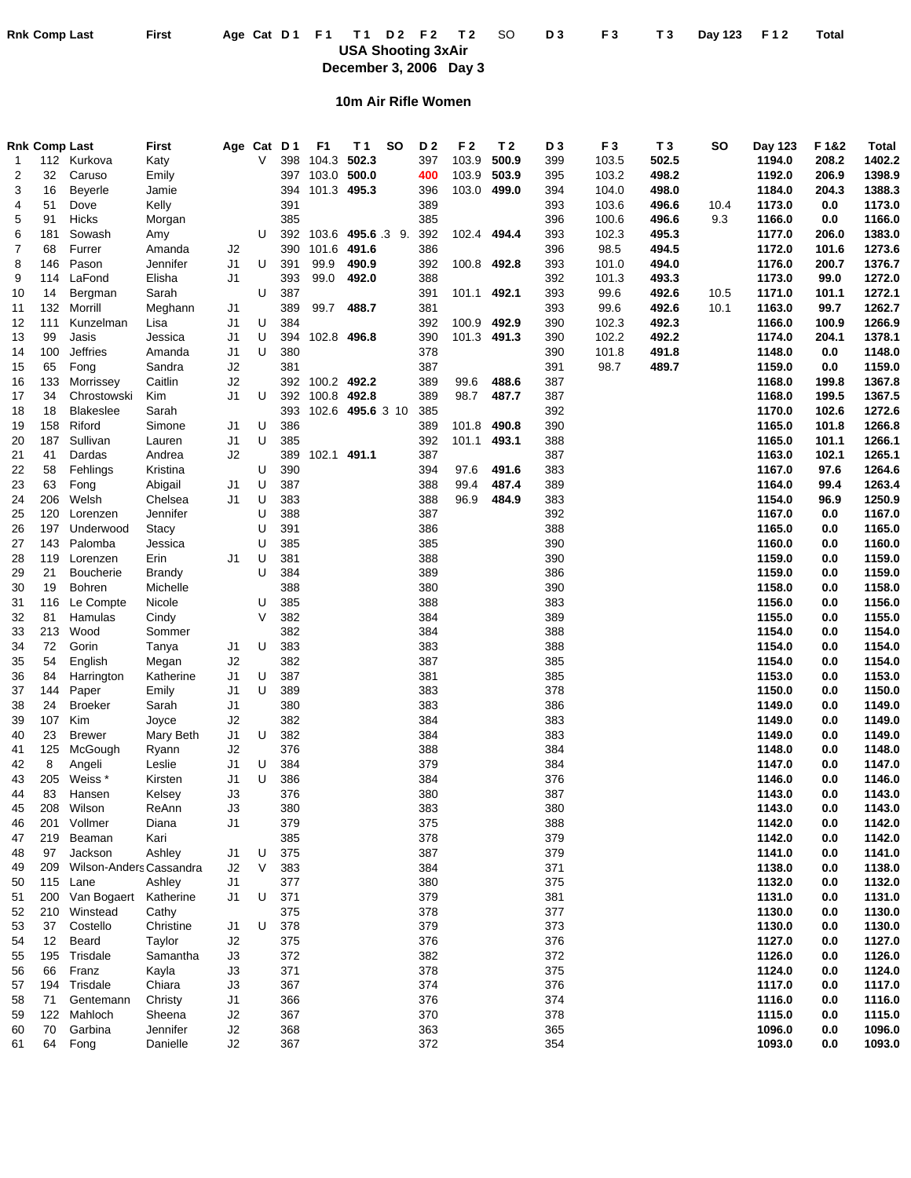**USA Shooting 3xAir**
**December 3, 2006 Day 3**

## 10m Air Rifle Women

| Rnk | Comp | Last | First | Age | Cat | D 1 | F 1 | T 1 | SO | D 2 | F 2 | T 2 | D 3 | F 3 | T 3 | SO | Day 123 | F 1&2 | Total |
|---|---|---|---|---|---|---|---|---|---|---|---|---|---|---|---|---|---|---|---|
| 1 | 112 | Kurkova | Katy | | V | 398 | 104.3 | **502.3** | | 397 | 103.9 | **500.9** | 399 | 103.5 | **502.5** | | **1194.0** | **208.2** | **1402.2** |
| 2 | 32 | Caruso | Emily | | | 397 | 103.0 | **500.0** | | **400** | 103.9 | **503.9** | 395 | 103.2 | **498.2** | | **1192.0** | **206.9** | **1398.9** |
| 3 | 16 | Beyerle | Jamie | | | 394 | 101.3 | **495.3** | | 396 | 103.0 | **499.0** | 394 | 104.0 | **498.0** | | **1184.0** | **204.3** | **1388.3** |
| 4 | 51 | Dove | Kelly | | | 391 | | | | 389 | | | 393 | 103.6 | **496.6** | 10.4 | **1173.0** | **0.0** | **1173.0** |
| 5 | 91 | Hicks | Morgan | | | 385 | | | | 385 | | | 396 | 100.6 | **496.6** | 9.3 | **1166.0** | **0.0** | **1166.0** |
| 6 | 181 | Sowash | Amy | | U | 392 | 103.6 | **495.6** | .3 9. | 392 | 102.4 | **494.4** | 393 | 102.3 | **495.3** | | **1177.0** | **206.0** | **1383.0** |
| 7 | 68 | Furrer | Amanda | J2 | | 390 | 101.6 | **491.6** | | 386 | | | 396 | 98.5 | **494.5** | | **1172.0** | **101.6** | **1273.6** |
| 8 | 146 | Pason | Jennifer | J1 | U | 391 | 99.9 | **490.9** | | 392 | 100.8 | **492.8** | 393 | 101.0 | **494.0** | | **1176.0** | **200.7** | **1376.7** |
| 9 | 114 | LaFond | Elisha | J1 | | 393 | 99.0 | **492.0** | | 388 | | | 392 | 101.3 | **493.3** | | **1173.0** | **99.0** | **1272.0** |
| 10 | 14 | Bergman | Sarah | | U | 387 | | | | 391 | 101.1 | **492.1** | 393 | 99.6 | **492.6** | 10.5 | **1171.0** | **101.1** | **1272.1** |
| 11 | 132 | Morrill | Meghann | J1 | | 389 | 99.7 | **488.7** | | 381 | | | 393 | 99.6 | **492.6** | 10.1 | **1163.0** | **99.7** | **1262.7** |
| 12 | 111 | Kunzelman | Lisa | J1 | U | 384 | | | | 392 | 100.9 | **492.9** | 390 | 102.3 | **492.3** | | **1166.0** | **100.9** | **1266.9** |
| 13 | 99 | Jasis | Jessica | J1 | U | 394 | 102.8 | **496.8** | | 390 | 101.3 | **491.3** | 390 | 102.2 | **492.2** | | **1174.0** | **204.1** | **1378.1** |
| 14 | 100 | Jeffries | Amanda | J1 | U | 380 | | | | 378 | | | 390 | 101.8 | **491.8** | | **1148.0** | **0.0** | **1148.0** |
| 15 | 65 | Fong | Sandra | J2 | | 381 | | | | 387 | | | 391 | 98.7 | **489.7** | | **1159.0** | **0.0** | **1159.0** |
| 16 | 133 | Morrissey | Caitlin | J2 | | 392 | 100.2 | **492.2** | | 389 | 99.6 | **488.6** | 387 | | | | **1168.0** | **199.8** | **1367.8** |
| 17 | 34 | Chrostowski | Kim | J1 | U | 392 | 100.8 | **492.8** | | 389 | 98.7 | **487.7** | 387 | | | | **1168.0** | **199.5** | **1367.5** |
| 18 | 18 | Blakeslee | Sarah | | | 393 | 102.6 | **495.6** | 3 10 | 385 | | | 392 | | | | **1170.0** | **102.6** | **1272.6** |
| 19 | 158 | Riford | Simone | J1 | U | 386 | | | | 389 | 101.8 | **490.8** | 390 | | | | **1165.0** | **101.8** | **1266.8** |
| 20 | 187 | Sullivan | Lauren | J1 | U | 385 | | | | 392 | 101.1 | **493.1** | 388 | | | | **1165.0** | **101.1** | **1266.1** |
| 21 | 41 | Dardas | Andrea | J2 | | 389 | 102.1 | **491.1** | | 387 | | | 387 | | | | **1163.0** | **102.1** | **1265.1** |
| 22 | 58 | Fehlings | Kristina | | U | 390 | | | | 394 | 97.6 | **491.6** | 383 | | | | **1167.0** | **97.6** | **1264.6** |
| 23 | 63 | Fong | Abigail | J1 | U | 387 | | | | 388 | 99.4 | **487.4** | 389 | | | | **1164.0** | **99.4** | **1263.4** |
| 24 | 206 | Welsh | Chelsea | J1 | U | 383 | | | | 388 | 96.9 | **484.9** | 383 | | | | **1154.0** | **96.9** | **1250.9** |
| 25 | 120 | Lorenzen | Jennifer | | U | 388 | | | | 387 | | | 392 | | | | **1167.0** | **0.0** | **1167.0** |
| 26 | 197 | Underwood | Stacy | | U | 391 | | | | 386 | | | 388 | | | | **1165.0** | **0.0** | **1165.0** |
| 27 | 143 | Palomba | Jessica | | U | 385 | | | | 385 | | | 390 | | | | **1160.0** | **0.0** | **1160.0** |
| 28 | 119 | Lorenzen | Erin | J1 | U | 381 | | | | 388 | | | 390 | | | | **1159.0** | **0.0** | **1159.0** |
| 29 | 21 | Boucherie | Brandy | | U | 384 | | | | 389 | | | 386 | | | | **1159.0** | **0.0** | **1159.0** |
| 30 | 19 | Bohren | Michelle | | | 388 | | | | 380 | | | 390 | | | | **1158.0** | **0.0** | **1158.0** |
| 31 | 116 | Le Compte | Nicole | | U | 385 | | | | 388 | | | 383 | | | | **1156.0** | **0.0** | **1156.0** |
| 32 | 81 | Hamulas | Cindy | | V | 382 | | | | 384 | | | 389 | | | | **1155.0** | **0.0** | **1155.0** |
| 33 | 213 | Wood | Sommer | | | 382 | | | | 384 | | | 388 | | | | **1154.0** | **0.0** | **1154.0** |
| 34 | 72 | Gorin | Tanya | J1 | U | 383 | | | | 383 | | | 388 | | | | **1154.0** | **0.0** | **1154.0** |
| 35 | 54 | English | Megan | J2 | | 382 | | | | 387 | | | 385 | | | | **1154.0** | **0.0** | **1154.0** |
| 36 | 84 | Harrington | Katherine | J1 | U | 387 | | | | 381 | | | 385 | | | | **1153.0** | **0.0** | **1153.0** |
| 37 | 144 | Paper | Emily | J1 | U | 389 | | | | 383 | | | 378 | | | | **1150.0** | **0.0** | **1150.0** |
| 38 | 24 | Broeker | Sarah | J1 | | 380 | | | | 383 | | | 386 | | | | **1149.0** | **0.0** | **1149.0** |
| 39 | 107 | Kim | Joyce | J2 | | 382 | | | | 384 | | | 383 | | | | **1149.0** | **0.0** | **1149.0** |
| 40 | 23 | Brewer | Mary Beth | J1 | U | 382 | | | | 384 | | | 383 | | | | **1149.0** | **0.0** | **1149.0** |
| 41 | 125 | McGough | Ryann | J2 | | 376 | | | | 388 | | | 384 | | | | **1148.0** | **0.0** | **1148.0** |
| 42 | 8 | Angeli | Leslie | J1 | U | 384 | | | | 379 | | | 384 | | | | **1147.0** | **0.0** | **1147.0** |
| 43 | 205 | Weiss * | Kirsten | J1 | U | 386 | | | | 384 | | | 376 | | | | **1146.0** | **0.0** | **1146.0** |
| 44 | 83 | Hansen | Kelsey | J3 | | 376 | | | | 380 | | | 387 | | | | **1143.0** | **0.0** | **1143.0** |
| 45 | 208 | Wilson | ReAnn | J3 | | 380 | | | | 383 | | | 380 | | | | **1143.0** | **0.0** | **1143.0** |
| 46 | 201 | Vollmer | Diana | J1 | | 379 | | | | 375 | | | 388 | | | | **1142.0** | **0.0** | **1142.0** |
| 47 | 219 | Beaman | Kari | | | 385 | | | | 378 | | | 379 | | | | **1142.0** | **0.0** | **1142.0** |
| 48 | 97 | Jackson | Ashley | J1 | U | 375 | | | | 387 | | | 379 | | | | **1141.0** | **0.0** | **1141.0** |
| 49 | 209 | Wilson-Anders | Cassandra | J2 | V | 383 | | | | 384 | | | 371 | | | | **1138.0** | **0.0** | **1138.0** |
| 50 | 115 | Lane | Ashley | J1 | | 377 | | | | 380 | | | 375 | | | | **1132.0** | **0.0** | **1132.0** |
| 51 | 200 | Van Bogaert | Katherine | J1 | U | 371 | | | | 379 | | | 381 | | | | **1131.0** | **0.0** | **1131.0** |
| 52 | 210 | Winstead | Cathy | | | 375 | | | | 378 | | | 377 | | | | **1130.0** | **0.0** | **1130.0** |
| 53 | 37 | Costello | Christine | J1 | U | 378 | | | | 379 | | | 373 | | | | **1130.0** | **0.0** | **1130.0** |
| 54 | 12 | Beard | Taylor | J2 | | 375 | | | | 376 | | | 376 | | | | **1127.0** | **0.0** | **1127.0** |
| 55 | 195 | Trisdale | Samantha | J3 | | 372 | | | | 382 | | | 372 | | | | **1126.0** | **0.0** | **1126.0** |
| 56 | 66 | Franz | Kayla | J3 | | 371 | | | | 378 | | | 375 | | | | **1124.0** | **0.0** | **1124.0** |
| 57 | 194 | Trisdale | Chiara | J3 | | 367 | | | | 374 | | | 376 | | | | **1117.0** | **0.0** | **1117.0** |
| 58 | 71 | Gentemann | Christy | J1 | | 366 | | | | 376 | | | 374 | | | | **1116.0** | **0.0** | **1116.0** |
| 59 | 122 | Mahloch | Sheena | J2 | | 367 | | | | 370 | | | 378 | | | | **1115.0** | **0.0** | **1115.0** |
| 60 | 70 | Garbina | Jennifer | J2 | | 368 | | | | 363 | | | 365 | | | | **1096.0** | **0.0** | **1096.0** |
| 61 | 64 | Fong | Danielle | J2 | | 367 | | | | 372 | | | 354 | | | | **1093.0** | **0.0** | **1093.0** |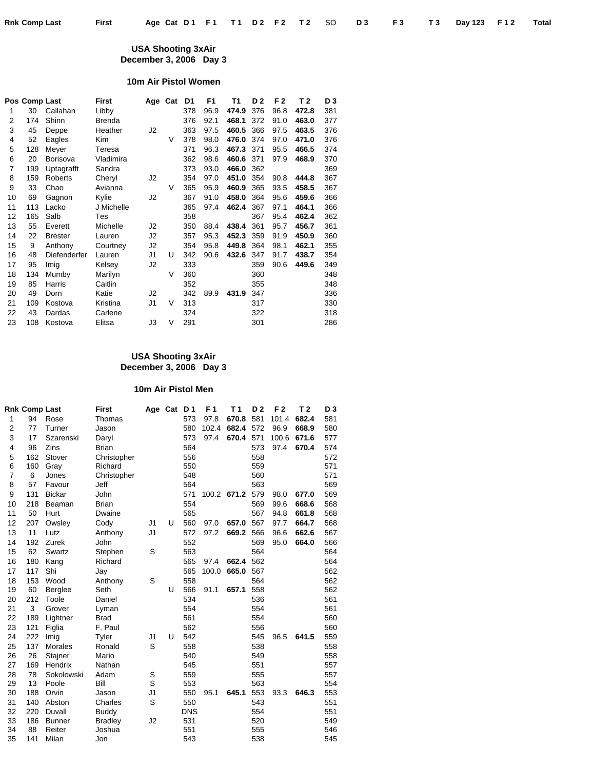Rnk Comp Last First Age Cat D 1 F 1 T 1 D 2 F 2 T 2 SO D 3 F 3 T 3 Day 123 F 1 2 Total

## USA Shooting 3xAir
## December 3, 2006 Day 3

### 10m Air Pistol Women

| Pos | Comp | Last | First | Age | Cat | D1 | F1 | T1 | D 2 | F 2 | T 2 | D 3 |
|---|---|---|---|---|---|---|---|---|---|---|---|---|
| 1 | 30 | Callahan | Libby | | | 378 | 96.9 | **474.9** | 376 | 96.8 | **472.8** | 381 |
| 2 | 174 | Shinn | Brenda | | | 376 | 92.1 | **468.1** | 372 | 91.0 | **463.0** | 377 |
| 3 | 45 | Deppe | Heather | J2 | | 363 | 97.5 | **460.5** | 366 | 97.5 | **463.5** | 376 |
| 4 | 52 | Eagles | Kim | | V | 378 | 98.0 | **476.0** | 374 | 97.0 | **471.0** | 376 |
| 5 | 128 | Meyer | Teresa | | | 371 | 96.3 | **467.3** | 371 | 95.5 | **466.5** | 374 |
| 6 | 20 | Borisova | Vladimira | | | 362 | 98.6 | **460.6** | 371 | 97.9 | **468.9** | 370 |
| 7 | 199 | Uptagrafft | Sandra | | | 373 | 93.0 | **466.0** | 362 | | | 369 |
| 8 | 159 | Roberts | Cheryl | J2 | | 354 | 97.0 | **451.0** | 354 | 90.8 | **444.8** | 367 |
| 9 | 33 | Chao | Avianna | | V | 365 | 95.9 | **460.9** | 365 | 93.5 | **458.5** | 367 |
| 10 | 69 | Gagnon | Kylie | J2 | | 367 | 91.0 | **458.0** | 364 | 95.6 | **459.6** | 366 |
| 11 | 113 | Lacko | J Michelle | | | 365 | 97.4 | **462.4** | 367 | 97.1 | **464.1** | 366 |
| 12 | 165 | Salb | Tes | | | 358 | | | 367 | 95.4 | **462.4** | 362 |
| 13 | 55 | Everett | Michelle | J2 | | 350 | 88.4 | **438.4** | 361 | 95.7 | **456.7** | 361 |
| 14 | 22 | Brester | Lauren | J2 | | 357 | 95.3 | **452.3** | 359 | 91.9 | **450.9** | 360 |
| 15 | 9 | Anthony | Courtney | J2 | | 354 | 95.8 | **449.8** | 364 | 98.1 | **462.1** | 355 |
| 16 | 48 | Diefenderfer | Lauren | J1 | U | 342 | 90.6 | **432.6** | 347 | 91.7 | **438.7** | 354 |
| 17 | 95 | Imig | Kelsey | J2 | | 333 | | | 359 | 90.6 | **449.6** | 349 |
| 18 | 134 | Mumby | Marilyn | | V | 360 | | | 360 | | | 348 |
| 19 | 85 | Harris | Caitlin | | | 352 | | | 355 | | | 348 |
| 20 | 49 | Dorn | Katie | J2 | | 342 | 89.9 | **431.9** | 347 | | | 336 |
| 21 | 109 | Kostova | Kristina | J1 | V | 313 | | | 317 | | | 330 |
| 22 | 43 | Dardas | Carlene | | | 324 | | | 322 | | | 318 |
| 23 | 108 | Kostova | Elitsa | J3 | V | 291 | | | 301 | | | 286 |

## USA Shooting 3xAir
## December 3, 2006 Day 3

### 10m Air Pistol Men

| Rnk | Comp | Last | First | Age | Cat | D 1 | F 1 | T 1 | D 2 | F 2 | T 2 | D 3 |
|---|---|---|---|---|---|---|---|---|---|---|---|---|
| 1 | 94 | Rose | Thomas | | | 573 | 97.8 | **670.8** | 581 | 101.4 | **682.4** | 581 |
| 2 | 77 | Turner | Jason | | | 580 | 102.4 | **682.4** | 572 | 96.9 | **668.9** | 580 |
| 3 | 17 | Szarenski | Daryl | | | 573 | 97.4 | **670.4** | 571 | 100.6 | **671.6** | 577 |
| 4 | 96 | Zins | Brian | | | 564 | | | 573 | 97.4 | **670.4** | 574 |
| 5 | 162 | Stover | Christopher | | | 556 | | | 558 | | | 572 |
| 6 | 160 | Gray | Richard | | | 550 | | | 559 | | | 571 |
| 7 | 6 | Jones | Christopher | | | 548 | | | 560 | | | 571 |
| 8 | 57 | Favour | Jeff | | | 564 | | | 563 | | | 569 |
| 9 | 131 | Bickar | John | | | 571 | 100.2 | **671.2** | 579 | 98.0 | **677.0** | 569 |
| 10 | 218 | Beaman | Brian | | | 554 | | | 569 | 99.6 | **668.6** | 568 |
| 11 | 50 | Hurt | Dwaine | | | 565 | | | 567 | 94.8 | **661.8** | 568 |
| 12 | 207 | Owsley | Cody | J1 | U | 560 | 97.0 | **657.0** | 567 | 97.7 | **664.7** | 568 |
| 13 | 11 | Lutz | Anthony | J1 | | 572 | 97.2 | **669.2** | 566 | 96.6 | **662.6** | 567 |
| 14 | 192 | Zurek | John | | | 552 | | | 569 | 95.0 | **664.0** | 566 |
| 15 | 62 | Swartz | Stephen | S | | 563 | | | 564 | | | 564 |
| 16 | 180 | Kang | Richard | | | 565 | 97.4 | **662.4** | 562 | | | 564 |
| 17 | 117 | Shi | Jay | | | 565 | 100.0 | **665.0** | 567 | | | 562 |
| 18 | 153 | Wood | Anthony | S | | 558 | | | 564 | | | 562 |
| 19 | 60 | Berglee | Seth | | U | 566 | 91.1 | **657.1** | 558 | | | 562 |
| 20 | 212 | Toole | Daniel | | | 534 | | | 536 | | | 561 |
| 21 | 3 | Grover | Lyman | | | 554 | | | 554 | | | 561 |
| 22 | 189 | Lightner | Brad | | | 561 | | | 554 | | | 560 |
| 23 | 121 | Figlia | F. Paul | | | 562 | | | 556 | | | 560 |
| 24 | 222 | Imig | Tyler | J1 | U | 542 | | | 545 | 96.5 | **641.5** | 559 |
| 25 | 137 | Morales | Ronald | S | | 558 | | | 538 | | | 558 |
| 26 | 26 | Stajner | Mario | | | 540 | | | 549 | | | 558 |
| 27 | 169 | Hendrix | Nathan | | | 545 | | | 551 | | | 557 |
| 28 | 78 | Sokolowski | Adam | S | | 559 | | | 555 | | | 557 |
| 29 | 13 | Poole | Bill | S | | 553 | | | 563 | | | 554 |
| 30 | 188 | Orvin | Jason | J1 | | 550 | 95.1 | **645.1** | 553 | 93.3 | **646.3** | 553 |
| 31 | 140 | Abston | Charles | S | | 550 | | | 543 | | | 551 |
| 32 | 220 | Duvall | Buddy | | | DNS | | | 554 | | | 551 |
| 33 | 186 | Bunner | Bradley | J2 | | 531 | | | 520 | | | 549 |
| 34 | 88 | Reiter | Joshua | | | 551 | | | 555 | | | 546 |
| 35 | 141 | Milan | Jon | | | 543 | | | 538 | | | 545 |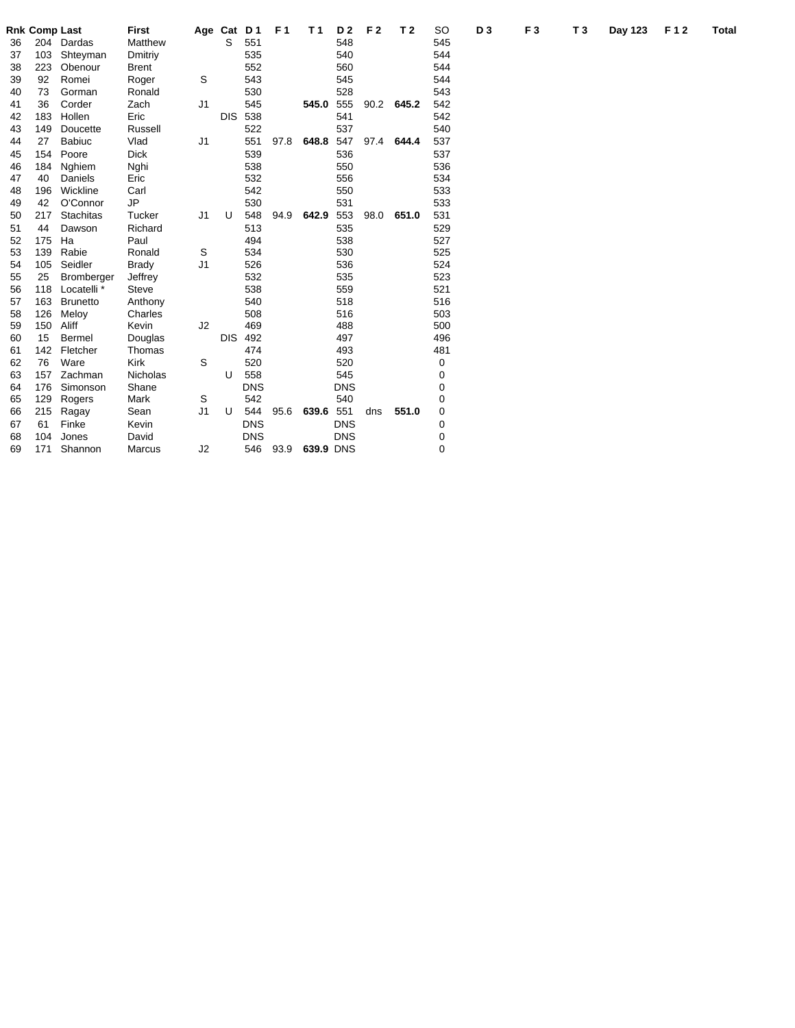| Rnk | Comp | Last | First | Age | Cat | D 1 | F 1 | T 1 | D 2 | F 2 | T 2 | SO | D 3 | F 3 | T 3 | Day 123 | F 1 2 | Total |
|---|---|---|---|---|---|---|---|---|---|---|---|---|---|---|---|---|---|---|
| 36 | 204 | Dardas | Matthew | | S | 551 | | | 548 | | | 545 | | | | | | |
| 37 | 103 | Shteyman | Dmitriy | | | 535 | | | 540 | | | 544 | | | | | | |
| 38 | 223 | Obenour | Brent | | | 552 | | | 560 | | | 544 | | | | | | |
| 39 | 92 | Romei | Roger | S | | 543 | | | 545 | | | 544 | | | | | | |
| 40 | 73 | Gorman | Ronald | | | 530 | | | 528 | | | 543 | | | | | | |
| 41 | 36 | Corder | Zach | J1 | | 545 | | **545.0** | 555 | 90.2 | **645.2** | 542 | | | | | | |
| 42 | 183 | Hollen | Eric | | DIS | 538 | | | 541 | | | 542 | | | | | | |
| 43 | 149 | Doucette | Russell | | | 522 | | | 537 | | | 540 | | | | | | |
| 44 | 27 | Babiuc | Vlad | J1 | | 551 | 97.8 | **648.8** | 547 | 97.4 | **644.4** | 537 | | | | | | |
| 45 | 154 | Poore | Dick | | | 539 | | | 536 | | | 537 | | | | | | |
| 46 | 184 | Nghiem | Nghi | | | 538 | | | 550 | | | 536 | | | | | | |
| 47 | 40 | Daniels | Eric | | | 532 | | | 556 | | | 534 | | | | | | |
| 48 | 196 | Wickline | Carl | | | 542 | | | 550 | | | 533 | | | | | | |
| 49 | 42 | O'Connor | JP | | | 530 | | | 531 | | | 533 | | | | | | |
| 50 | 217 | Stachitas | Tucker | J1 | U | 548 | 94.9 | **642.9** | 553 | 98.0 | **651.0** | 531 | | | | | | |
| 51 | 44 | Dawson | Richard | | | 513 | | | 535 | | | 529 | | | | | | |
| 52 | 175 | Ha | Paul | | | 494 | | | 538 | | | 527 | | | | | | |
| 53 | 139 | Rabie | Ronald | S | | 534 | | | 530 | | | 525 | | | | | | |
| 54 | 105 | Seidler | Brady | J1 | | 526 | | | 536 | | | 524 | | | | | | |
| 55 | 25 | Bromberger | Jeffrey | | | 532 | | | 535 | | | 523 | | | | | | |
| 56 | 118 | Locatelli * | Steve | | | 538 | | | 559 | | | 521 | | | | | | |
| 57 | 163 | Brunetto | Anthony | | | 540 | | | 518 | | | 516 | | | | | | |
| 58 | 126 | Meloy | Charles | | | 508 | | | 516 | | | 503 | | | | | | |
| 59 | 150 | Aliff | Kevin | J2 | | 469 | | | 488 | | | 500 | | | | | | |
| 60 | 15 | Bermel | Douglas | | DIS | 492 | | | 497 | | | 496 | | | | | | |
| 61 | 142 | Fletcher | Thomas | | | 474 | | | 493 | | | 481 | | | | | | |
| 62 | 76 | Ware | Kirk | S | | 520 | | | 520 | | | 0 | | | | | | |
| 63 | 157 | Zachman | Nicholas | | U | 558 | | | 545 | | | 0 | | | | | | |
| 64 | 176 | Simonson | Shane | | | DNS | | | DNS | | | 0 | | | | | | |
| 65 | 129 | Rogers | Mark | S | | 542 | | | 540 | | | 0 | | | | | | |
| 66 | 215 | Ragay | Sean | J1 | U | 544 | 95.6 | **639.6** | 551 | dns | **551.0** | 0 | | | | | | |
| 67 | 61 | Finke | Kevin | | | DNS | | | DNS | | | 0 | | | | | | |
| 68 | 104 | Jones | David | | | DNS | | | DNS | | | 0 | | | | | | |
| 69 | 171 | Shannon | Marcus | J2 | | 546 | 93.9 | **639.9** | DNS | | | 0 | | | | | | |